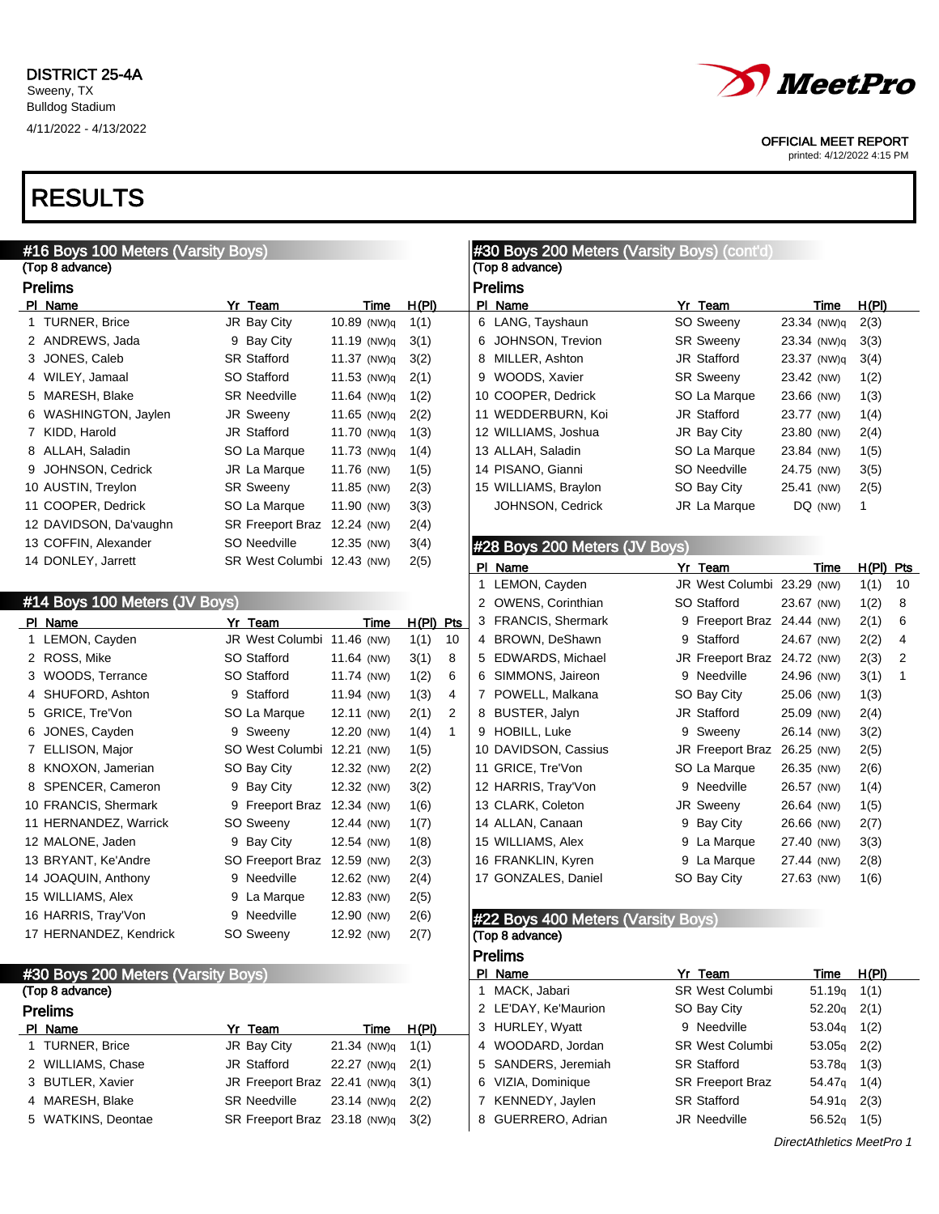DISTRICT 25-4A
Sweeny, TX
Bulldog Stadium
4/11/2022 - 4/13/2022

OFFICIAL MEET REPORT
printed: 4/12/2022 4:15 PM

# RESULTS

## #16 Boys 100 Meters (Varsity Boys)

(Top 8 advance)

### Prelims

| Pl | Name | Yr | Team | Time | H(Pl) |
|---|---|---|---|---|---|
| 1 | TURNER, Brice | JR | Bay City | 10.89 (NW)q | 1(1) |
| 2 | ANDREWS, Jada | 9 | Bay City | 11.19 (NW)q | 3(1) |
| 3 | JONES, Caleb | SR | Stafford | 11.37 (NW)q | 3(2) |
| 4 | WILEY, Jamaal | SO | Stafford | 11.53 (NW)q | 2(1) |
| 5 | MARESH, Blake | SR | Needville | 11.64 (NW)q | 1(2) |
| 6 | WASHINGTON, Jaylen | JR | Sweeny | 11.65 (NW)q | 2(2) |
| 7 | KIDD, Harold | JR | Stafford | 11.70 (NW)q | 1(3) |
| 8 | ALLAH, Saladin | SO | La Marque | 11.73 (NW)q | 1(4) |
| 9 | JOHNSON, Cedrick | JR | La Marque | 11.76 (NW) | 1(5) |
| 10 | AUSTIN, Treylon | SR | Sweeny | 11.85 (NW) | 2(3) |
| 11 | COOPER, Dedrick | SO | La Marque | 11.90 (NW) | 3(3) |
| 12 | DAVIDSON, Da'vaughn | SR | Freeport Braz | 12.24 (NW) | 2(4) |
| 13 | COFFIN, Alexander | SO | Needville | 12.35 (NW) | 3(4) |
| 14 | DONLEY, Jarrett | SR | West Columbi | 12.43 (NW) | 2(5) |

## #14 Boys 100 Meters (JV Boys)

| Pl | Name | Yr | Team | Time | H(Pl) | Pts |
|---|---|---|---|---|---|---|
| 1 | LEMON, Cayden | JR | West Columbi | 11.46 (NW) | 1(1) | 10 |
| 2 | ROSS, Mike | SO | Stafford | 11.64 (NW) | 3(1) | 8 |
| 3 | WOODS, Terrance | SO | Stafford | 11.74 (NW) | 1(2) | 6 |
| 4 | SHUFORD, Ashton | 9 | Stafford | 11.94 (NW) | 1(3) | 4 |
| 5 | GRICE, Tre'Von | SO | La Marque | 12.11 (NW) | 2(1) | 2 |
| 6 | JONES, Cayden | 9 | Sweeny | 12.20 (NW) | 1(4) | 1 |
| 7 | ELLISON, Major | SO | West Columbi | 12.21 (NW) | 1(5) | |
| 8 | KNOXON, Jamerian | SO | Bay City | 12.32 (NW) | 2(2) | |
| 8 | SPENCER, Cameron | 9 | Bay City | 12.32 (NW) | 3(2) | |
| 10 | FRANCIS, Shermark | 9 | Freeport Braz | 12.34 (NW) | 1(6) | |
| 11 | HERNANDEZ, Warrick | SO | Sweeny | 12.44 (NW) | 1(7) | |
| 12 | MALONE, Jaden | 9 | Bay City | 12.54 (NW) | 1(8) | |
| 13 | BRYANT, Ke'Andre | SO | Freeport Braz | 12.59 (NW) | 2(3) | |
| 14 | JOAQUIN, Anthony | 9 | Needville | 12.62 (NW) | 2(4) | |
| 15 | WILLIAMS, Alex | 9 | La Marque | 12.83 (NW) | 2(5) | |
| 16 | HARRIS, Tray'Von | 9 | Needville | 12.90 (NW) | 2(6) | |
| 17 | HERNANDEZ, Kendrick | SO | Sweeny | 12.92 (NW) | 2(7) | |

## #30 Boys 200 Meters (Varsity Boys)

(Top 8 advance)

### Prelims

| Pl | Name | Yr | Team | Time | H(Pl) |
|---|---|---|---|---|---|
| 1 | TURNER, Brice | JR | Bay City | 21.34 (NW)q | 1(1) |
| 2 | WILLIAMS, Chase | JR | Stafford | 22.27 (NW)q | 2(1) |
| 3 | BUTLER, Xavier | JR | Freeport Braz | 22.41 (NW)q | 3(1) |
| 4 | MARESH, Blake | SR | Needville | 23.14 (NW)q | 2(2) |
| 5 | WATKINS, Deontae | SR | Freeport Braz | 23.18 (NW)q | 3(2) |
| 6 | LANG, Tayshaun | SO | Sweeny | 23.34 (NW)q | 2(3) |
| 6 | JOHNSON, Trevion | SR | Sweeny | 23.34 (NW)q | 3(3) |
| 8 | MILLER, Ashton | JR | Stafford | 23.37 (NW)q | 3(4) |
| 9 | WOODS, Xavier | SR | Sweeny | 23.42 (NW) | 1(2) |
| 10 | COOPER, Dedrick | SO | La Marque | 23.66 (NW) | 1(3) |
| 11 | WEDDERBURN, Koi | JR | Stafford | 23.77 (NW) | 1(4) |
| 12 | WILLIAMS, Joshua | JR | Bay City | 23.80 (NW) | 2(4) |
| 13 | ALLAH, Saladin | SO | La Marque | 23.84 (NW) | 1(5) |
| 14 | PISANO, Gianni | SO | Needville | 24.75 (NW) | 3(5) |
| 15 | WILLIAMS, Braylon | SO | Bay City | 25.41 (NW) | 2(5) |
| | JOHNSON, Cedrick | JR | La Marque | DQ (NW) | 1 |

## #28 Boys 200 Meters (JV Boys)

| Pl | Name | Yr | Team | Time | H(Pl) | Pts |
|---|---|---|---|---|---|---|
| 1 | LEMON, Cayden | JR | West Columbi | 23.29 (NW) | 1(1) | 10 |
| 2 | OWENS, Corinthian | SO | Stafford | 23.67 (NW) | 1(2) | 8 |
| 3 | FRANCIS, Shermark | 9 | Freeport Braz | 24.44 (NW) | 2(1) | 6 |
| 4 | BROWN, DeShawn | 9 | Stafford | 24.67 (NW) | 2(2) | 4 |
| 5 | EDWARDS, Michael | JR | Freeport Braz | 24.72 (NW) | 2(3) | 2 |
| 6 | SIMMONS, Jaireon | 9 | Needville | 24.96 (NW) | 3(1) | 1 |
| 7 | POWELL, Malkana | SO | Bay City | 25.06 (NW) | 1(3) | |
| 8 | BUSTER, Jalyn | JR | Stafford | 25.09 (NW) | 2(4) | |
| 9 | HOBILL, Luke | 9 | Sweeny | 26.14 (NW) | 3(2) | |
| 10 | DAVIDSON, Cassius | JR | Freeport Braz | 26.25 (NW) | 2(5) | |
| 11 | GRICE, Tre'Von | SO | La Marque | 26.35 (NW) | 2(6) | |
| 12 | HARRIS, Tray'Von | 9 | Needville | 26.57 (NW) | 1(4) | |
| 13 | CLARK, Coleton | JR | Sweeny | 26.64 (NW) | 1(5) | |
| 14 | ALLAN, Canaan | 9 | Bay City | 26.66 (NW) | 2(7) | |
| 15 | WILLIAMS, Alex | 9 | La Marque | 27.40 (NW) | 3(3) | |
| 16 | FRANKLIN, Kyren | 9 | La Marque | 27.44 (NW) | 2(8) | |
| 17 | GONZALES, Daniel | SO | Bay City | 27.63 (NW) | 1(6) | |

## #22 Boys 400 Meters (Varsity Boys)

(Top 8 advance)

### Prelims

| Pl | Name | Yr | Team | Time | H(Pl) |
|---|---|---|---|---|---|
| 1 | MACK, Jabari | SR | West Columbi | 51.19q | 1(1) |
| 2 | LE'DAY, Ke'Maurion | SO | Bay City | 52.20q | 2(1) |
| 3 | HURLEY, Wyatt | 9 | Needville | 53.04q | 1(2) |
| 4 | WOODARD, Jordan | SR | West Columbi | 53.05q | 2(2) |
| 5 | SANDERS, Jeremiah | SR | Stafford | 53.78q | 1(3) |
| 6 | VIZIA, Dominique | SR | Freeport Braz | 54.47q | 1(4) |
| 7 | KENNEDY, Jaylen | SR | Stafford | 54.91q | 2(3) |
| 8 | GUERRERO, Adrian | JR | Needville | 56.52q | 1(5) |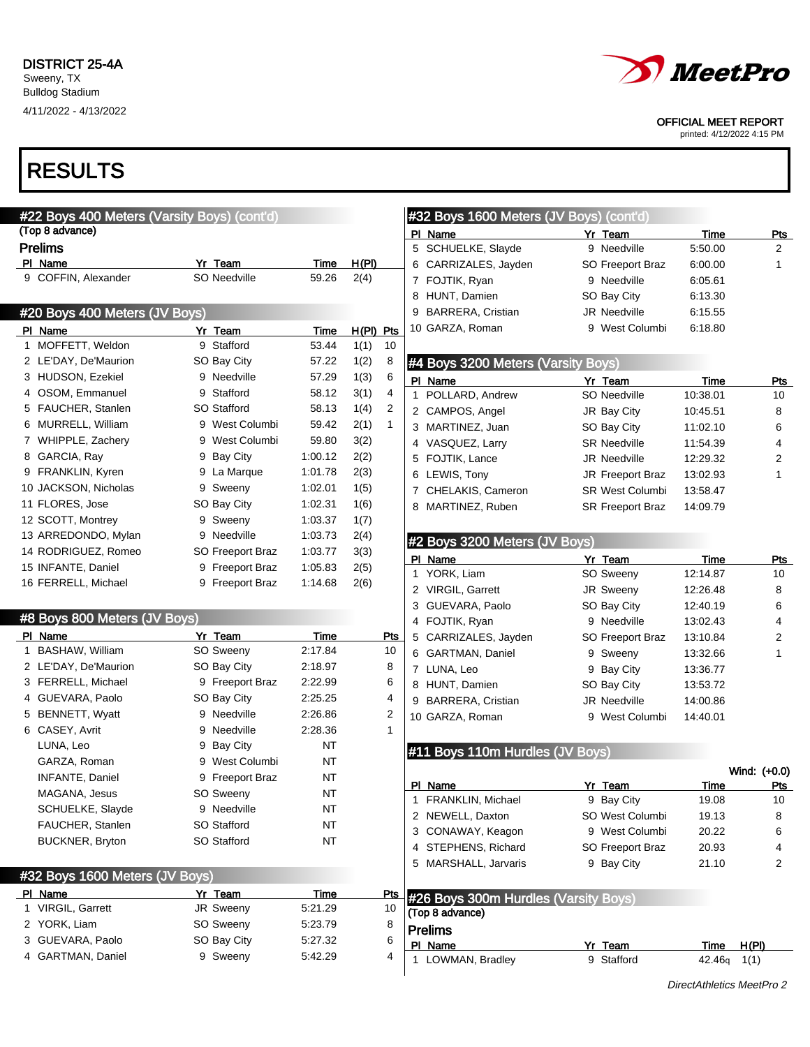DISTRICT 25-4A
Sweeny, TX
Bulldog Stadium
4/11/2022 - 4/13/2022

OFFICIAL MEET REPORT
printed: 4/12/2022 4:15 PM

# RESULTS

## #22 Boys 400 Meters (Varsity Boys) (cont'd)

(Top 8 advance)

### Prelims

| Pl | Name | Yr | Team | Time | H(Pl) |
|---|---|---|---|---|---|
| 9 | COFFIN, Alexander | SO | Needville | 59.26 | 2(4) |

## #20 Boys 400 Meters (JV Boys)

| Pl | Name | Yr | Team | Time | H(Pl) | Pts |
|---|---|---|---|---|---|---|
| 1 | MOFFETT, Weldon | 9 | Stafford | 53.44 | 1(1) | 10 |
| 2 | LE'DAY, De'Maurion | SO | Bay City | 57.22 | 1(2) | 8 |
| 3 | HUDSON, Ezekiel | 9 | Needville | 57.29 | 1(3) | 6 |
| 4 | OSOM, Emmanuel | 9 | Stafford | 58.12 | 3(1) | 4 |
| 5 | FAUCHER, Stanlen | SO | Stafford | 58.13 | 1(4) | 2 |
| 6 | MURRELL, William | 9 | West Columbi | 59.42 | 2(1) | 1 |
| 7 | WHIPPLE, Zachery | 9 | West Columbi | 59.80 | 3(2) | |
| 8 | GARCIA, Ray | 9 | Bay City | 1:00.12 | 2(2) | |
| 9 | FRANKLIN, Kyren | 9 | La Marque | 1:01.78 | 2(3) | |
| 10 | JACKSON, Nicholas | 9 | Sweeny | 1:02.01 | 1(5) | |
| 11 | FLORES, Jose | SO | Bay City | 1:02.31 | 1(6) | |
| 12 | SCOTT, Montrey | 9 | Sweeny | 1:03.37 | 1(7) | |
| 13 | ARREDONDO, Mylan | 9 | Needville | 1:03.73 | 2(4) | |
| 14 | RODRIGUEZ, Romeo | SO | Freeport Braz | 1:03.77 | 3(3) | |
| 15 | INFANTE, Daniel | 9 | Freeport Braz | 1:05.83 | 2(5) | |
| 16 | FERRELL, Michael | 9 | Freeport Braz | 1:14.68 | 2(6) | |

## #8 Boys 800 Meters (JV Boys)

| Pl | Name | Yr | Team | Time | Pts |
|---|---|---|---|---|---|
| 1 | BASHAW, William | SO | Sweeny | 2:17.84 | 10 |
| 2 | LE'DAY, De'Maurion | SO | Bay City | 2:18.97 | 8 |
| 3 | FERRELL, Michael | 9 | Freeport Braz | 2:22.99 | 6 |
| 4 | GUEVARA, Paolo | SO | Bay City | 2:25.25 | 4 |
| 5 | BENNETT, Wyatt | 9 | Needville | 2:26.86 | 2 |
| 6 | CASEY, Avrit | 9 | Needville | 2:28.36 | 1 |
| | LUNA, Leo | 9 | Bay City | NT | |
| | GARZA, Roman | 9 | West Columbi | NT | |
| | INFANTE, Daniel | 9 | Freeport Braz | NT | |
| | MAGANA, Jesus | SO | Sweeny | NT | |
| | SCHUELKE, Slayde | 9 | Needville | NT | |
| | FAUCHER, Stanlen | SO | Stafford | NT | |
| | BUCKNER, Bryton | SO | Stafford | NT | |

## #32 Boys 1600 Meters (JV Boys)

| Pl | Name | Yr | Team | Time | Pts |
|---|---|---|---|---|---|
| 1 | VIRGIL, Garrett | JR | Sweeny | 5:21.29 | 10 |
| 2 | YORK, Liam | SO | Sweeny | 5:23.79 | 8 |
| 3 | GUEVARA, Paolo | SO | Bay City | 5:27.32 | 6 |
| 4 | GARTMAN, Daniel | 9 | Sweeny | 5:42.29 | 4 |
| 5 | SCHUELKE, Slayde | 9 | Needville | 5:50.00 | 2 |
| 6 | CARRIZALES, Jayden | SO | Freeport Braz | 6:00.00 | 1 |
| 7 | FOJTIK, Ryan | 9 | Needville | 6:05.61 | |
| 8 | HUNT, Damien | SO | Bay City | 6:13.30 | |
| 9 | BARRERA, Cristian | JR | Needville | 6:15.55 | |
| 10 | GARZA, Roman | 9 | West Columbi | 6:18.80 | |

## #4 Boys 3200 Meters (Varsity Boys)

| Pl | Name | Yr | Team | Time | Pts |
|---|---|---|---|---|---|
| 1 | POLLARD, Andrew | SO | Needville | 10:38.01 | 10 |
| 2 | CAMPOS, Angel | JR | Bay City | 10:45.51 | 8 |
| 3 | MARTINEZ, Juan | SO | Bay City | 11:02.10 | 6 |
| 4 | VASQUEZ, Larry | SR | Needville | 11:54.39 | 4 |
| 5 | FOJTIK, Lance | JR | Needville | 12:29.32 | 2 |
| 6 | LEWIS, Tony | JR | Freeport Braz | 13:02.93 | 1 |
| 7 | CHELAKIS, Cameron | SR | West Columbi | 13:58.47 | |
| 8 | MARTINEZ, Ruben | SR | Freeport Braz | 14:09.79 | |

## #2 Boys 3200 Meters (JV Boys)

| Pl | Name | Yr | Team | Time | Pts |
|---|---|---|---|---|---|
| 1 | YORK, Liam | SO | Sweeny | 12:14.87 | 10 |
| 2 | VIRGIL, Garrett | JR | Sweeny | 12:26.48 | 8 |
| 3 | GUEVARA, Paolo | SO | Bay City | 12:40.19 | 6 |
| 4 | FOJTIK, Ryan | 9 | Needville | 13:02.43 | 4 |
| 5 | CARRIZALES, Jayden | SO | Freeport Braz | 13:10.84 | 2 |
| 6 | GARTMAN, Daniel | 9 | Sweeny | 13:32.66 | 1 |
| 7 | LUNA, Leo | 9 | Bay City | 13:36.77 | |
| 8 | HUNT, Damien | SO | Bay City | 13:53.72 | |
| 9 | BARRERA, Cristian | JR | Needville | 14:00.86 | |
| 10 | GARZA, Roman | 9 | West Columbi | 14:40.01 | |

## #11 Boys 110m Hurdles (JV Boys)

Wind: (+0.0)

| Pl | Name | Yr | Team | Time | Pts |
|---|---|---|---|---|---|
| 1 | FRANKLIN, Michael | 9 | Bay City | 19.08 | 10 |
| 2 | NEWELL, Daxton | SO | West Columbi | 19.13 | 8 |
| 3 | CONAWAY, Keagon | 9 | West Columbi | 20.22 | 6 |
| 4 | STEPHENS, Richard | SO | Freeport Braz | 20.93 | 4 |
| 5 | MARSHALL, Jarvaris | 9 | Bay City | 21.10 | 2 |

## #26 Boys 300m Hurdles (Varsity Boys)

(Top 8 advance)

### Prelims

| Pl | Name | Yr | Team | Time | H(Pl) |
|---|---|---|---|---|---|
| 1 | LOWMAN, Bradley | 9 | Stafford | 42.46q | 1(1) |

*DirectAthletics MeetPro 2*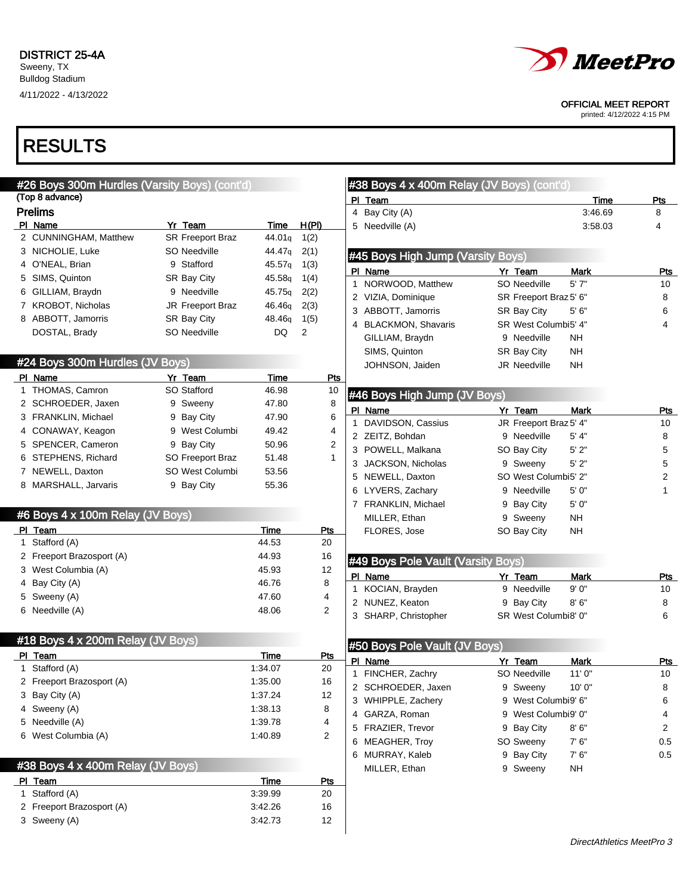DISTRICT 25-4A
Sweeny, TX
Bulldog Stadium
4/11/2022 - 4/13/2022

OFFICIAL MEET REPORT
printed: 4/12/2022 4:15 PM

# RESULTS

## #26 Boys 300m Hurdles (Varsity Boys) (cont'd)

(Top 8 advance)

### Prelims

| Pl | Name | Yr | Team | Time | H(Pl) |
|---|---|---|---|---|---|
| 2 | CUNNINGHAM, Matthew | SR | Freeport Braz | 44.01q | 1(2) |
| 3 | NICHOLIE, Luke | SO | Needville | 44.47q | 2(1) |
| 4 | O'NEAL, Brian | 9 | Stafford | 45.57q | 1(3) |
| 5 | SIMS, Quinton | SR | Bay City | 45.58q | 1(4) |
| 6 | GILLIAM, Braydn | 9 | Needville | 45.75q | 2(2) |
| 7 | KROBOT, Nicholas | JR | Freeport Braz | 46.46q | 2(3) |
| 8 | ABBOTT, Jamorris | SR | Bay City | 48.46q | 1(5) |
| | DOSTAL, Brady | SO | Needville | DQ | 2 |

## #24 Boys 300m Hurdles (JV Boys)

| Pl | Name | Yr | Team | Time | Pts |
|---|---|---|---|---|---|
| 1 | THOMAS, Camron | SO | Stafford | 46.98 | 10 |
| 2 | SCHROEDER, Jaxen | 9 | Sweeny | 47.80 | 8 |
| 3 | FRANKLIN, Michael | 9 | Bay City | 47.90 | 6 |
| 4 | CONAWAY, Keagon | 9 | West Columbi | 49.42 | 4 |
| 5 | SPENCER, Cameron | 9 | Bay City | 50.96 | 2 |
| 6 | STEPHENS, Richard | SO | Freeport Braz | 51.48 | 1 |
| 7 | NEWELL, Daxton | SO | West Columbi | 53.56 | |
| 8 | MARSHALL, Jarvaris | 9 | Bay City | 55.36 | |

## #6 Boys 4 x 100m Relay (JV Boys)

| Pl | Team | Time | Pts |
|---|---|---|---|
| 1 | Stafford (A) | 44.53 | 20 |
| 2 | Freeport Brazosport (A) | 44.93 | 16 |
| 3 | West Columbia (A) | 45.93 | 12 |
| 4 | Bay City (A) | 46.76 | 8 |
| 5 | Sweeny (A) | 47.60 | 4 |
| 6 | Needville (A) | 48.06 | 2 |

## #18 Boys 4 x 200m Relay (JV Boys)

| Pl | Team | Time | Pts |
|---|---|---|---|
| 1 | Stafford (A) | 1:34.07 | 20 |
| 2 | Freeport Brazosport (A) | 1:35.00 | 16 |
| 3 | Bay City (A) | 1:37.24 | 12 |
| 4 | Sweeny (A) | 1:38.13 | 8 |
| 5 | Needville (A) | 1:39.78 | 4 |
| 6 | West Columbia (A) | 1:40.89 | 2 |

## #38 Boys 4 x 400m Relay (JV Boys)

| Pl | Team | Time | Pts |
|---|---|---|---|
| 1 | Stafford (A) | 3:39.99 | 20 |
| 2 | Freeport Brazosport (A) | 3:42.26 | 16 |
| 3 | Sweeny (A) | 3:42.73 | 12 |
| 4 | Bay City (A) | 3:46.69 | 8 |
| 5 | Needville (A) | 3:58.03 | 4 |

## #45 Boys High Jump (Varsity Boys)

| Pl | Name | Yr | Team | Mark | Pts |
|---|---|---|---|---|---|
| 1 | NORWOOD, Matthew | SO | Needville | 5' 7" | 10 |
| 2 | VIZIA, Dominique | SR | Freeport Braz | 5' 6" | 8 |
| 3 | ABBOTT, Jamorris | SR | Bay City | 5' 6" | 6 |
| 4 | BLACKMON, Shavaris | SR | West Columbi | 5' 4" | 4 |
| | GILLIAM, Braydn | 9 | Needville | NH | |
| | SIMS, Quinton | SR | Bay City | NH | |
| | JOHNSON, Jaiden | JR | Needville | NH | |

## #46 Boys High Jump (JV Boys)

| Pl | Name | Yr | Team | Mark | Pts |
|---|---|---|---|---|---|
| 1 | DAVIDSON, Cassius | JR | Freeport Braz | 5' 4" | 10 |
| 2 | ZEITZ, Bohdan | 9 | Needville | 5' 4" | 8 |
| 3 | POWELL, Malkana | SO | Bay City | 5' 2" | 5 |
| 3 | JACKSON, Nicholas | 9 | Sweeny | 5' 2" | 5 |
| 5 | NEWELL, Daxton | SO | West Columbi | 5' 2" | 2 |
| 6 | LYVERS, Zachary | 9 | Needville | 5' 0" | 1 |
| 7 | FRANKLIN, Michael | 9 | Bay City | 5' 0" | |
| | MILLER, Ethan | 9 | Sweeny | NH | |
| | FLORES, Jose | SO | Bay City | NH | |

## #49 Boys Pole Vault (Varsity Boys)

| Pl | Name | Yr | Team | Mark | Pts |
|---|---|---|---|---|---|
| 1 | KOCIAN, Brayden | 9 | Needville | 9' 0" | 10 |
| 2 | NUNEZ, Keaton | 9 | Bay City | 8' 6" | 8 |
| 3 | SHARP, Christopher | SR | West Columbi | 8' 0" | 6 |

## #50 Boys Pole Vault (JV Boys)

| Pl | Name | Yr | Team | Mark | Pts |
|---|---|---|---|---|---|
| 1 | FINCHER, Zachry | SO | Needville | 11' 0" | 10 |
| 2 | SCHROEDER, Jaxen | 9 | Sweeny | 10' 0" | 8 |
| 3 | WHIPPLE, Zachery | 9 | West Columbi | 9' 6" | 6 |
| 4 | GARZA, Roman | 9 | West Columbi | 9' 0" | 4 |
| 5 | FRAZIER, Trevor | 9 | Bay City | 8' 6" | 2 |
| 6 | MEAGHER, Troy | SO | Sweeny | 7' 6" | 0.5 |
| 6 | MURRAY, Kaleb | 9 | Bay City | 7' 6" | 0.5 |
| | MILLER, Ethan | 9 | Sweeny | NH | |

DirectAthletics MeetPro 3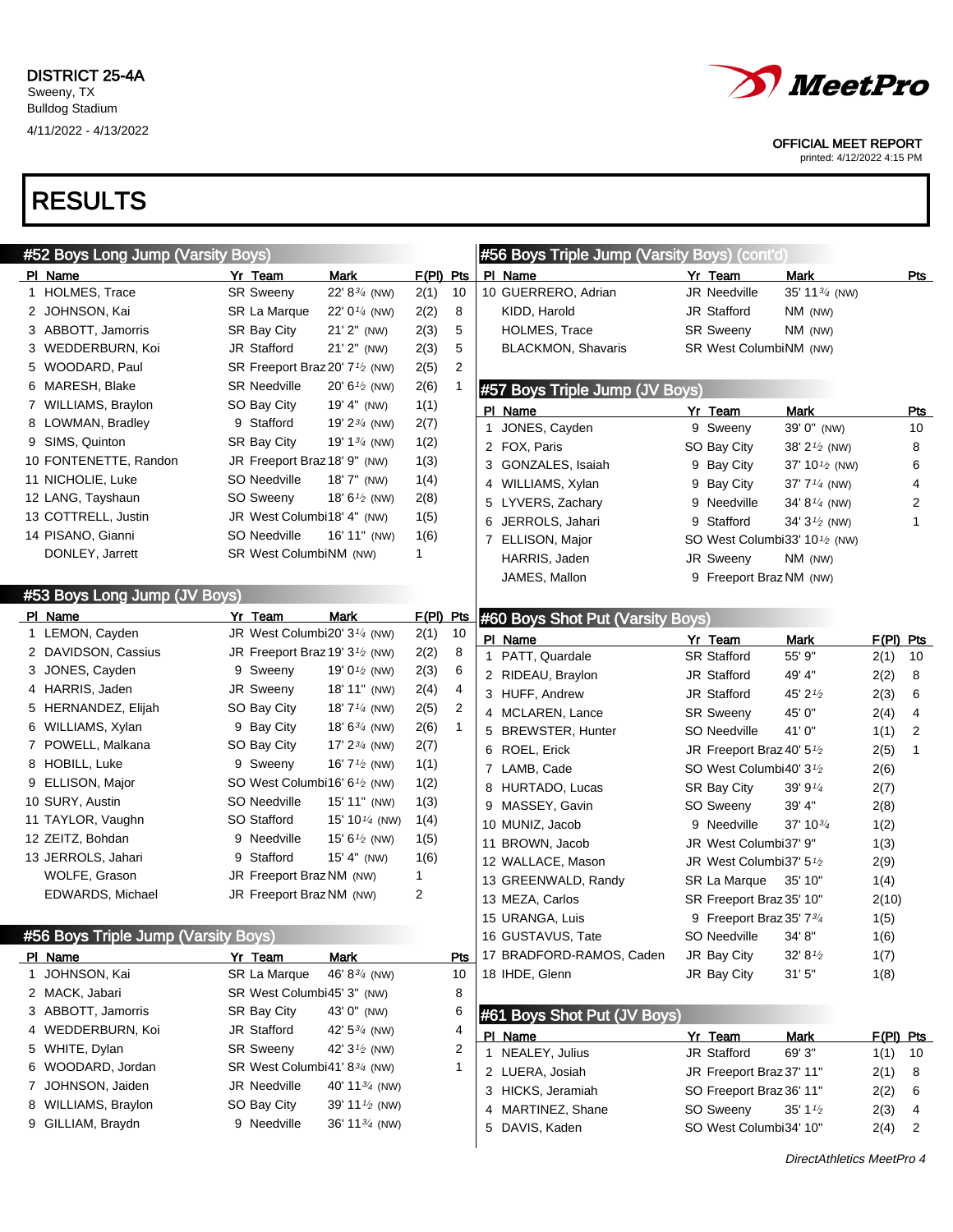DISTRICT 25-4A
Sweeny, TX
Bulldog Stadium
4/11/2022 - 4/13/2022

OFFICIAL MEET REPORT
printed: 4/12/2022 4:15 PM

# RESULTS

## #52 Boys Long Jump (Varsity Boys)

| Pl | Name | Yr | Team | Mark | F(Pl) | Pts |
|---|---|---|---|---|---|---|
| 1 | HOLMES, Trace | SR | Sweeny | 22' 8¾ (NW) | 2(1) | 10 |
| 2 | JOHNSON, Kai | SR | La Marque | 22' 0¼ (NW) | 2(2) | 8 |
| 3 | ABBOTT, Jamorris | SR | Bay City | 21' 2" (NW) | 2(3) | 5 |
| 3 | WEDDERBURN, Koi | JR | Stafford | 21' 2" (NW) | 2(3) | 5 |
| 5 | WOODARD, Paul | SR | Freeport Braz | 20' 7½ (NW) | 2(5) | 2 |
| 6 | MARESH, Blake | SR | Needville | 20' 6½ (NW) | 2(6) | 1 |
| 7 | WILLIAMS, Braylon | SO | Bay City | 19' 4" (NW) | 1(1) | |
| 8 | LOWMAN, Bradley | 9 | Stafford | 19' 2¾ (NW) | 2(7) | |
| 9 | SIMS, Quinton | SR | Bay City | 19' 1¾ (NW) | 1(2) | |
| 10 | FONTENETTE, Randon | JR | Freeport Braz | 18' 9" (NW) | 1(3) | |
| 11 | NICHOLIE, Luke | SO | Needville | 18' 7" (NW) | 1(4) | |
| 12 | LANG, Tayshaun | SO | Sweeny | 18' 6½ (NW) | 2(8) | |
| 13 | COTTRELL, Justin | JR | West Columbi | 18' 4" (NW) | 1(5) | |
| 14 | PISANO, Gianni | SO | Needville | 16' 11" (NW) | 1(6) | |
| | DONLEY, Jarrett | SR | West Columbi | NM (NW) | 1 | |

## #53 Boys Long Jump (JV Boys)

| Pl | Name | Yr | Team | Mark | F(Pl) | Pts |
|---|---|---|---|---|---|---|
| 1 | LEMON, Cayden | JR | West Columbi | 20' 3¼ (NW) | 2(1) | 10 |
| 2 | DAVIDSON, Cassius | JR | Freeport Braz | 19' 3½ (NW) | 2(2) | 8 |
| 3 | JONES, Cayden | 9 | Sweeny | 19' 0½ (NW) | 2(3) | 6 |
| 4 | HARRIS, Jaden | JR | Sweeny | 18' 11" (NW) | 2(4) | 4 |
| 5 | HERNANDEZ, Elijah | SO | Bay City | 18' 7¼ (NW) | 2(5) | 2 |
| 6 | WILLIAMS, Xylan | 9 | Bay City | 18' 6¾ (NW) | 2(6) | 1 |
| 7 | POWELL, Malkana | SO | Bay City | 17' 2¾ (NW) | 2(7) | |
| 8 | HOBILL, Luke | 9 | Sweeny | 16' 7½ (NW) | 1(1) | |
| 9 | ELLISON, Major | SO | West Columbi | 16' 6½ (NW) | 1(2) | |
| 10 | SURY, Austin | SO | Needville | 15' 11" (NW) | 1(3) | |
| 11 | TAYLOR, Vaughn | SO | Stafford | 15' 10¼ (NW) | 1(4) | |
| 12 | ZEITZ, Bohdan | 9 | Needville | 15' 6½ (NW) | 1(5) | |
| 13 | JERROLS, Jahari | 9 | Stafford | 15' 4" (NW) | 1(6) | |
| | WOLFE, Grason | JR | Freeport Braz | NM (NW) | 1 | |
| | EDWARDS, Michael | JR | Freeport Braz | NM (NW) | 2 | |

## #56 Boys Triple Jump (Varsity Boys)

| Pl | Name | Yr | Team | Mark | Pts |
|---|---|---|---|---|---|
| 1 | JOHNSON, Kai | SR | La Marque | 46' 8¾ (NW) | 10 |
| 2 | MACK, Jabari | SR | West Columbi | 45' 3" (NW) | 8 |
| 3 | ABBOTT, Jamorris | SR | Bay City | 43' 0" (NW) | 6 |
| 4 | WEDDERBURN, Koi | JR | Stafford | 42' 5¾ (NW) | 4 |
| 5 | WHITE, Dylan | SR | Sweeny | 42' 3½ (NW) | 2 |
| 6 | WOODARD, Jordan | SR | West Columbi | 41' 8¾ (NW) | 1 |
| 7 | JOHNSON, Jaiden | JR | Needville | 40' 11¾ (NW) | |
| 8 | WILLIAMS, Braylon | SO | Bay City | 39' 11½ (NW) | |
| 9 | GILLIAM, Braydn | 9 | Needville | 36' 11¾ (NW) | |
| 10 | GUERRERO, Adrian | JR | Needville | 35' 11¾ (NW) | |
| | KIDD, Harold | JR | Stafford | NM (NW) | |
| | HOLMES, Trace | SR | Sweeny | NM (NW) | |
| | BLACKMON, Shavaris | SR | West Columbi | NM (NW) | |

## #57 Boys Triple Jump (JV Boys)

| Pl | Name | Yr | Team | Mark | Pts |
|---|---|---|---|---|---|
| 1 | JONES, Cayden | 9 | Sweeny | 39' 0" (NW) | 10 |
| 2 | FOX, Paris | SO | Bay City | 38' 2½ (NW) | 8 |
| 3 | GONZALES, Isaiah | 9 | Bay City | 37' 10½ (NW) | 6 |
| 4 | WILLIAMS, Xylan | 9 | Bay City | 37' 7¼ (NW) | 4 |
| 5 | LYVERS, Zachary | 9 | Needville | 34' 8¼ (NW) | 2 |
| 6 | JERROLS, Jahari | 9 | Stafford | 34' 3½ (NW) | 1 |
| 7 | ELLISON, Major | SO | West Columbi | 33' 10½ (NW) | |
| | HARRIS, Jaden | JR | Sweeny | NM (NW) | |
| | JAMES, Mallon | 9 | Freeport Braz | NM (NW) | |

## #60 Boys Shot Put (Varsity Boys)

| Pl | Name | Yr | Team | Mark | F(Pl) | Pts |
|---|---|---|---|---|---|---|
| 1 | PATT, Quardale | SR | Stafford | 55' 9" | 2(1) | 10 |
| 2 | RIDEAU, Braylon | JR | Stafford | 49' 4" | 2(2) | 8 |
| 3 | HUFF, Andrew | JR | Stafford | 45' 2½ | 2(3) | 6 |
| 4 | MCLAREN, Lance | SR | Sweeny | 45' 0" | 2(4) | 4 |
| 5 | BREWSTER, Hunter | SO | Needville | 41' 0" | 1(1) | 2 |
| 6 | ROEL, Erick | JR | Freeport Braz | 40' 5½ | 2(5) | 1 |
| 7 | LAMB, Cade | SO | West Columbi | 40' 3½ | 2(6) | |
| 8 | HURTADO, Lucas | SR | Bay City | 39' 9¼ | 2(7) | |
| 9 | MASSEY, Gavin | SO | Sweeny | 39' 4" | 2(8) | |
| 10 | MUNIZ, Jacob | 9 | Needville | 37' 10¾ | 1(2) | |
| 11 | BROWN, Jacob | JR | West Columbi | 37' 9" | 1(3) | |
| 12 | WALLACE, Mason | JR | West Columbi | 37' 5½ | 2(9) | |
| 13 | GREENWALD, Randy | SR | La Marque | 35' 10" | 1(4) | |
| 13 | MEZA, Carlos | SR | Freeport Braz | 35' 10" | 2(10) | |
| 15 | URANGA, Luis | 9 | Freeport Braz | 35' 7¾ | 1(5) | |
| 16 | GUSTAVUS, Tate | SO | Needville | 34' 8" | 1(6) | |
| 17 | BRADFORD-RAMOS, Caden | JR | Bay City | 32' 8½ | 1(7) | |
| 18 | IHDE, Glenn | JR | Bay City | 31' 5" | 1(8) | |

## #61 Boys Shot Put (JV Boys)

| Pl | Name | Yr | Team | Mark | F(Pl) | Pts |
|---|---|---|---|---|---|---|
| 1 | NEALEY, Julius | JR | Stafford | 69' 3" | 1(1) | 10 |
| 2 | LUERA, Josiah | JR | Freeport Braz | 37' 11" | 2(1) | 8 |
| 3 | HICKS, Jeramiah | SO | Freeport Braz | 36' 11" | 2(2) | 6 |
| 4 | MARTINEZ, Shane | SO | Sweeny | 35' 1½ | 2(3) | 4 |
| 5 | DAVIS, Kaden | SO | West Columbi | 34' 10" | 2(4) | 2 |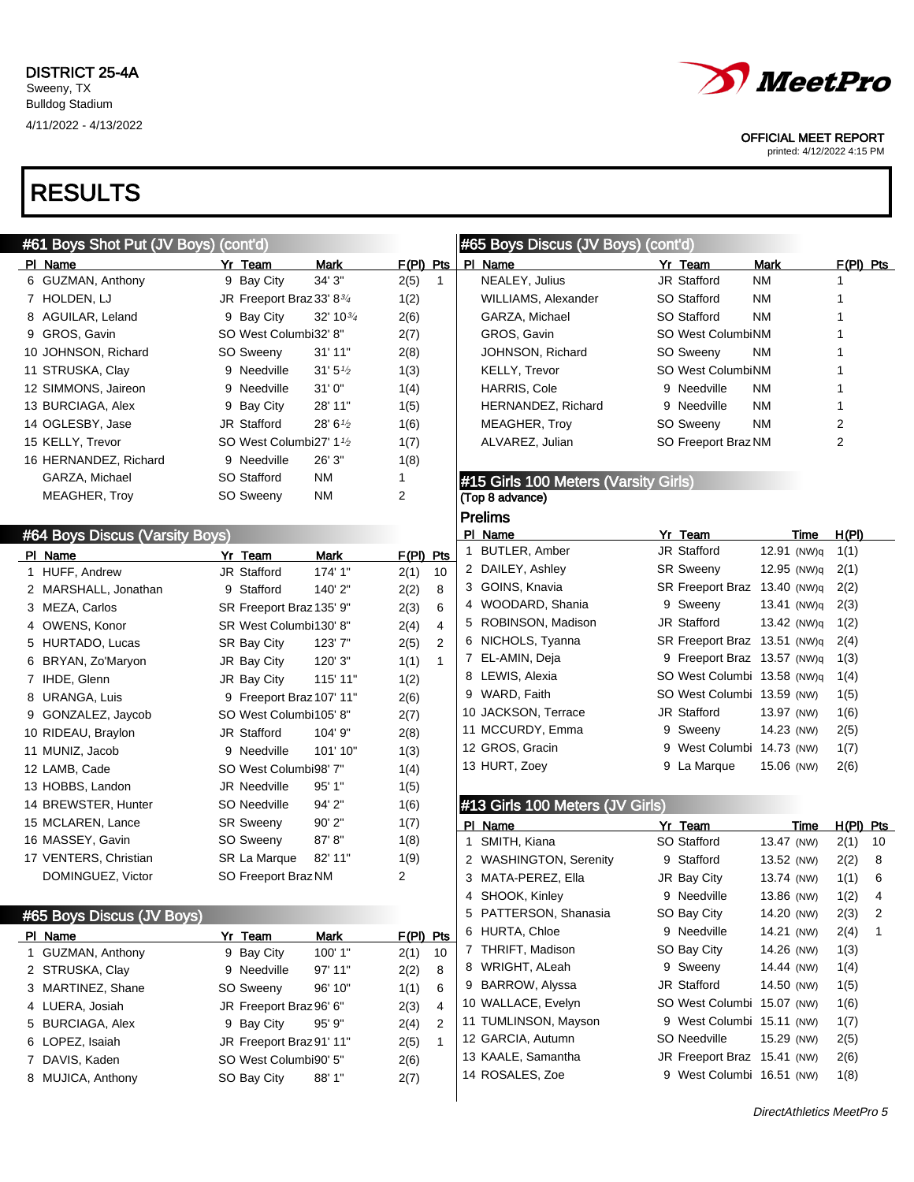DISTRICT 25-4A
Sweeny, TX
Bulldog Stadium
4/11/2022 - 4/13/2022

OFFICIAL MEET REPORT
printed: 4/12/2022 4:15 PM

# RESULTS

## #61 Boys Shot Put (JV Boys) (cont'd)

| Pl | Name | Yr | Team | Mark | F(Pl) | Pts |
|---|---|---|---|---|---|---|
| 6 | GUZMAN, Anthony | 9 | Bay City | 34' 3" | 2(5) | 1 |
| 7 | HOLDEN, LJ | JR | Freeport Braz | 33' 8¾ | 1(2) | |
| 8 | AGUILAR, Leland | 9 | Bay City | 32' 10¾ | 2(6) | |
| 9 | GROS, Gavin | SO | West Columbi | 32' 8" | 2(7) | |
| 10 | JOHNSON, Richard | SO | Sweeny | 31' 11" | 2(8) | |
| 11 | STRUSKA, Clay | 9 | Needville | 31' 5½ | 1(3) | |
| 12 | SIMMONS, Jaireon | 9 | Needville | 31' 0" | 1(4) | |
| 13 | BURCIAGA, Alex | 9 | Bay City | 28' 11" | 1(5) | |
| 14 | OGLESBY, Jase | JR | Stafford | 28' 6½ | 1(6) | |
| 15 | KELLY, Trevor | SO | West Columbi | 27' 1½ | 1(7) | |
| 16 | HERNANDEZ, Richard | 9 | Needville | 26' 3" | 1(8) | |
| | GARZA, Michael | SO | Stafford | NM | 1 | |
| | MEAGHER, Troy | SO | Sweeny | NM | 2 | |

## #64 Boys Discus (Varsity Boys)

| Pl | Name | Yr | Team | Mark | F(Pl) | Pts |
|---|---|---|---|---|---|---|
| 1 | HUFF, Andrew | JR | Stafford | 174' 1" | 2(1) | 10 |
| 2 | MARSHALL, Jonathan | 9 | Stafford | 140' 2" | 2(2) | 8 |
| 3 | MEZA, Carlos | SR | Freeport Braz | 135' 9" | 2(3) | 6 |
| 4 | OWENS, Konor | SR | West Columbi | 130' 8" | 2(4) | 4 |
| 5 | HURTADO, Lucas | SR | Bay City | 123' 7" | 2(5) | 2 |
| 6 | BRYAN, Zo'Maryon | JR | Bay City | 120' 3" | 1(1) | 1 |
| 7 | IHDE, Glenn | JR | Bay City | 115' 11" | 1(2) | |
| 8 | URANGA, Luis | 9 | Freeport Braz | 107' 11" | 2(6) | |
| 9 | GONZALEZ, Jaycob | SO | West Columbi | 105' 8" | 2(7) | |
| 10 | RIDEAU, Braylon | JR | Stafford | 104' 9" | 2(8) | |
| 11 | MUNIZ, Jacob | 9 | Needville | 101' 10" | 1(3) | |
| 12 | LAMB, Cade | SO | West Columbi | 98' 7" | 1(4) | |
| 13 | HOBBS, Landon | JR | Needville | 95' 1" | 1(5) | |
| 14 | BREWSTER, Hunter | SO | Needville | 94' 2" | 1(6) | |
| 15 | MCLAREN, Lance | SR | Sweeny | 90' 2" | 1(7) | |
| 16 | MASSEY, Gavin | SO | Sweeny | 87' 8" | 1(8) | |
| 17 | VENTERS, Christian | SR | La Marque | 82' 11" | 1(9) | |
| | DOMINGUEZ, Victor | SO | Freeport Braz | NM | 2 | |

## #65 Boys Discus (JV Boys)

| Pl | Name | Yr | Team | Mark | F(Pl) | Pts |
|---|---|---|---|---|---|---|
| 1 | GUZMAN, Anthony | 9 | Bay City | 100' 1" | 2(1) | 10 |
| 2 | STRUSKA, Clay | 9 | Needville | 97' 11" | 2(2) | 8 |
| 3 | MARTINEZ, Shane | SO | Sweeny | 96' 10" | 1(1) | 6 |
| 4 | LUERA, Josiah | JR | Freeport Braz | 96' 6" | 2(3) | 4 |
| 5 | BURCIAGA, Alex | 9 | Bay City | 95' 9" | 2(4) | 2 |
| 6 | LOPEZ, Isaiah | JR | Freeport Braz | 91' 11" | 2(5) | 1 |
| 7 | DAVIS, Kaden | SO | West Columbi | 90' 5" | 2(6) | |
| 8 | MUJICA, Anthony | SO | Bay City | 88' 1" | 2(7) | |

## #65 Boys Discus (JV Boys) (cont'd)

| Pl | Name | Yr | Team | Mark | F(Pl) | Pts |
|---|---|---|---|---|---|---|
| | NEALEY, Julius | JR | Stafford | NM | 1 | |
| | WILLIAMS, Alexander | SO | Stafford | NM | 1 | |
| | GARZA, Michael | SO | Stafford | NM | 1 | |
| | GROS, Gavin | SO | West Columbi | NM | 1 | |
| | JOHNSON, Richard | SO | Sweeny | NM | 1 | |
| | KELLY, Trevor | SO | West Columbi | NM | 1 | |
| | HARRIS, Cole | 9 | Needville | NM | 1 | |
| | HERNANDEZ, Richard | 9 | Needville | NM | 1 | |
| | MEAGHER, Troy | SO | Sweeny | NM | 2 | |
| | ALVAREZ, Julian | SO | Freeport Braz | NM | 2 | |

## #15 Girls 100 Meters (Varsity Girls)

(Top 8 advance)

### Prelims

| Pl | Name | Yr | Team | Time | H(Pl) |
|---|---|---|---|---|---|
| 1 | BUTLER, Amber | JR | Stafford | 12.91 (NW)q | 1(1) |
| 2 | DAILEY, Ashley | SR | Sweeny | 12.95 (NW)q | 2(1) |
| 3 | GOINS, Knavia | SR | Freeport Braz | 13.40 (NW)q | 2(2) |
| 4 | WOODARD, Shania | 9 | Sweeny | 13.41 (NW)q | 2(3) |
| 5 | ROBINSON, Madison | JR | Stafford | 13.42 (NW)q | 1(2) |
| 6 | NICHOLS, Tyanna | SR | Freeport Braz | 13.51 (NW)q | 2(4) |
| 7 | EL-AMIN, Deja | 9 | Freeport Braz | 13.57 (NW)q | 1(3) |
| 8 | LEWIS, Alexia | SO | West Columbi | 13.58 (NW)q | 1(4) |
| 9 | WARD, Faith | SO | West Columbi | 13.59 (NW) | 1(5) |
| 10 | JACKSON, Terrace | JR | Stafford | 13.97 (NW) | 1(6) |
| 11 | MCCURDY, Emma | 9 | Sweeny | 14.23 (NW) | 2(5) |
| 12 | GROS, Gracin | 9 | West Columbi | 14.73 (NW) | 1(7) |
| 13 | HURT, Zoey | 9 | La Marque | 15.06 (NW) | 2(6) |

## #13 Girls 100 Meters (JV Girls)

| Pl | Name | Yr | Team | Time | H(Pl) | Pts |
|---|---|---|---|---|---|---|
| 1 | SMITH, Kiana | SO | Stafford | 13.47 (NW) | 2(1) | 10 |
| 2 | WASHINGTON, Serenity | 9 | Stafford | 13.52 (NW) | 2(2) | 8 |
| 3 | MATA-PEREZ, Ella | JR | Bay City | 13.74 (NW) | 1(1) | 6 |
| 4 | SHOOK, Kinley | 9 | Needville | 13.86 (NW) | 1(2) | 4 |
| 5 | PATTERSON, Shanasia | SO | Bay City | 14.20 (NW) | 2(3) | 2 |
| 6 | HURTA, Chloe | 9 | Needville | 14.21 (NW) | 2(4) | 1 |
| 7 | THRIFT, Madison | SO | Bay City | 14.26 (NW) | 1(3) | |
| 8 | WRIGHT, ALeah | 9 | Sweeny | 14.44 (NW) | 1(4) | |
| 9 | BARROW, Alyssa | JR | Stafford | 14.50 (NW) | 1(5) | |
| 10 | WALLACE, Evelyn | SO | West Columbi | 15.07 (NW) | 1(6) | |
| 11 | TUMLINSON, Mayson | 9 | West Columbi | 15.11 (NW) | 1(7) | |
| 12 | GARCIA, Autumn | SO | Needville | 15.29 (NW) | 2(5) | |
| 13 | KAALE, Samantha | JR | Freeport Braz | 15.41 (NW) | 2(6) | |
| 14 | ROSALES, Zoe | 9 | West Columbi | 16.51 (NW) | 1(8) | |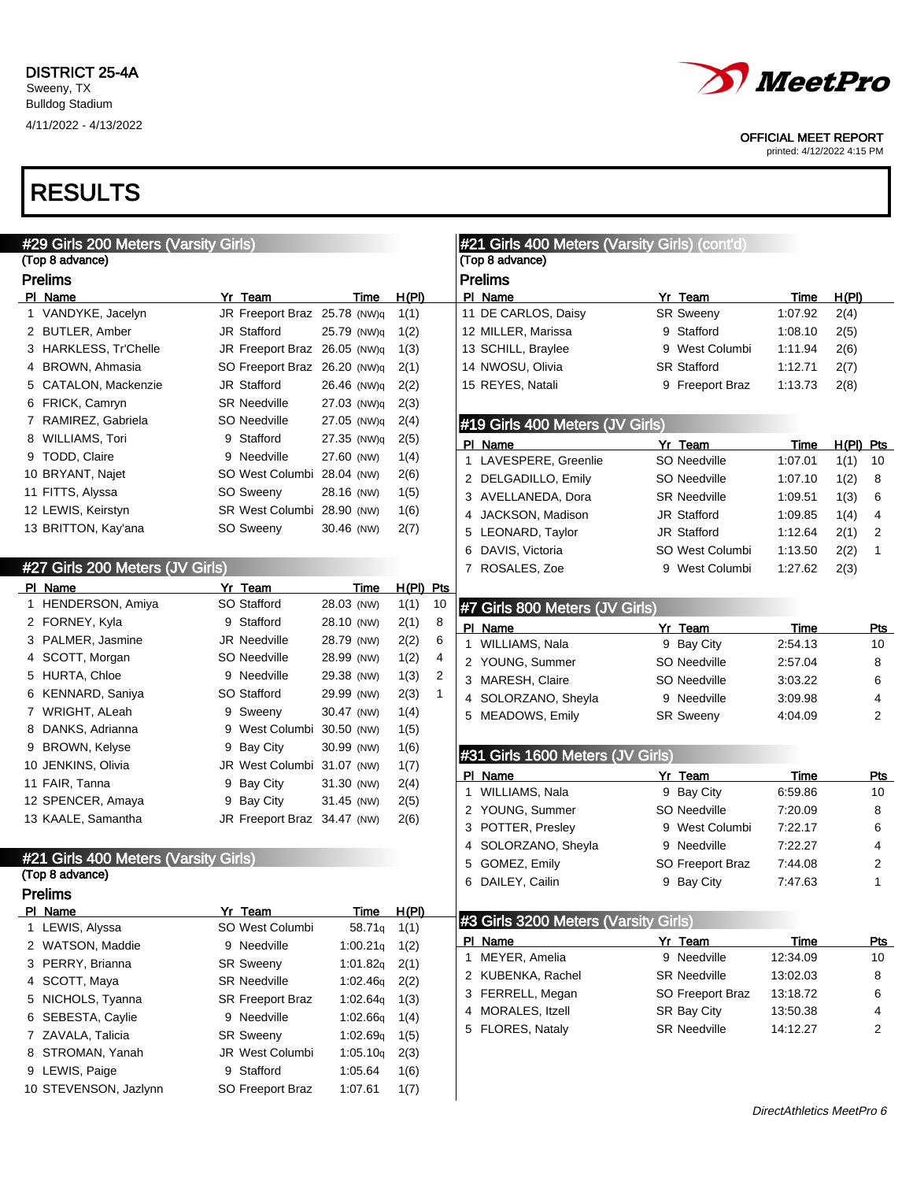DISTRICT 25-4A
Sweeny, TX
Bulldog Stadium
4/11/2022 - 4/13/2022

OFFICIAL MEET REPORT
printed: 4/12/2022 4:15 PM

# RESULTS

## #29 Girls 200 Meters (Varsity Girls)

(Top 8 advance)

### Prelims

| Pl | Name | Yr | Team | Time | H(Pl) |
|---|---|---|---|---|---|
| 1 | VANDYKE, Jacelyn | JR | Freeport Braz | 25.78 (NW)q | 1(1) |
| 2 | BUTLER, Amber | JR | Stafford | 25.79 (NW)q | 1(2) |
| 3 | HARKLESS, Tr'Chelle | JR | Freeport Braz | 26.05 (NW)q | 1(3) |
| 4 | BROWN, Ahmasia | SO | Freeport Braz | 26.20 (NW)q | 2(1) |
| 5 | CATALON, Mackenzie | JR | Stafford | 26.46 (NW)q | 2(2) |
| 6 | FRICK, Camryn | SR | Needville | 27.03 (NW)q | 2(3) |
| 7 | RAMIREZ, Gabriela | SO | Needville | 27.05 (NW)q | 2(4) |
| 8 | WILLIAMS, Tori | 9 | Stafford | 27.35 (NW)q | 2(5) |
| 9 | TODD, Claire | 9 | Needville | 27.60 (NW) | 1(4) |
| 10 | BRYANT, Najet | SO | West Columbi | 28.04 (NW) | 2(6) |
| 11 | FITTS, Alyssa | SO | Sweeny | 28.16 (NW) | 1(5) |
| 12 | LEWIS, Keirstyn | SR | West Columbi | 28.90 (NW) | 1(6) |
| 13 | BRITTON, Kay'ana | SO | Sweeny | 30.46 (NW) | 2(7) |

## #27 Girls 200 Meters (JV Girls)

| Pl | Name | Yr | Team | Time | H(Pl) | Pts |
|---|---|---|---|---|---|---|
| 1 | HENDERSON, Amiya | SO | Stafford | 28.03 (NW) | 1(1) | 10 |
| 2 | FORNEY, Kyla | 9 | Stafford | 28.10 (NW) | 2(1) | 8 |
| 3 | PALMER, Jasmine | JR | Needville | 28.79 (NW) | 2(2) | 6 |
| 4 | SCOTT, Morgan | SO | Needville | 28.99 (NW) | 1(2) | 4 |
| 5 | HURTA, Chloe | 9 | Needville | 29.38 (NW) | 1(3) | 2 |
| 6 | KENNARD, Saniya | SO | Stafford | 29.99 (NW) | 2(3) | 1 |
| 7 | WRIGHT, ALeah | 9 | Sweeny | 30.47 (NW) | 1(4) | |
| 8 | DANKS, Adrianna | 9 | West Columbi | 30.50 (NW) | 1(5) | |
| 9 | BROWN, Kelyse | 9 | Bay City | 30.99 (NW) | 1(6) | |
| 10 | JENKINS, Olivia | JR | West Columbi | 31.07 (NW) | 1(7) | |
| 11 | FAIR, Tanna | 9 | Bay City | 31.30 (NW) | 2(4) | |
| 12 | SPENCER, Amaya | 9 | Bay City | 31.45 (NW) | 2(5) | |
| 13 | KAALE, Samantha | JR | Freeport Braz | 34.47 (NW) | 2(6) | |

## #21 Girls 400 Meters (Varsity Girls)

(Top 8 advance)

### Prelims

| Pl | Name | Yr | Team | Time | H(Pl) |
|---|---|---|---|---|---|
| 1 | LEWIS, Alyssa | SO | West Columbi | 58.71q | 1(1) |
| 2 | WATSON, Maddie | 9 | Needville | 1:00.21q | 1(2) |
| 3 | PERRY, Brianna | SR | Sweeny | 1:01.82q | 2(1) |
| 4 | SCOTT, Maya | SR | Needville | 1:02.46q | 2(2) |
| 5 | NICHOLS, Tyanna | SR | Freeport Braz | 1:02.64q | 1(3) |
| 6 | SEBESTA, Caylie | 9 | Needville | 1:02.66q | 1(4) |
| 7 | ZAVALA, Talicia | SR | Sweeny | 1:02.69q | 1(5) |
| 8 | STROMAN, Yanah | JR | West Columbi | 1:05.10q | 2(3) |
| 9 | LEWIS, Paige | 9 | Stafford | 1:05.64 | 1(6) |
| 10 | STEVENSON, Jazlynn | SO | Freeport Braz | 1:07.61 | 1(7) |
| 11 | DE CARLOS, Daisy | SR | Sweeny | 1:07.92 | 2(4) |
| 12 | MILLER, Marissa | 9 | Stafford | 1:08.10 | 2(5) |
| 13 | SCHILL, Braylee | 9 | West Columbi | 1:11.94 | 2(6) |
| 14 | NWOSU, Olivia | SR | Stafford | 1:12.71 | 2(7) |
| 15 | REYES, Natali | 9 | Freeport Braz | 1:13.73 | 2(8) |

## #19 Girls 400 Meters (JV Girls)

| Pl | Name | Yr | Team | Time | H(Pl) | Pts |
|---|---|---|---|---|---|---|
| 1 | LAVESPERE, Greenlie | SO | Needville | 1:07.01 | 1(1) | 10 |
| 2 | DELGADILLO, Emily | SO | Needville | 1:07.10 | 1(2) | 8 |
| 3 | AVELLANEDA, Dora | SR | Needville | 1:09.51 | 1(3) | 6 |
| 4 | JACKSON, Madison | JR | Stafford | 1:09.85 | 1(4) | 4 |
| 5 | LEONARD, Taylor | JR | Stafford | 1:12.64 | 2(1) | 2 |
| 6 | DAVIS, Victoria | SO | West Columbi | 1:13.50 | 2(2) | 1 |
| 7 | ROSALES, Zoe | 9 | West Columbi | 1:27.62 | 2(3) | |

## #7 Girls 800 Meters (JV Girls)

| Pl | Name | Yr | Team | Time | Pts |
|---|---|---|---|---|---|
| 1 | WILLIAMS, Nala | 9 | Bay City | 2:54.13 | 10 |
| 2 | YOUNG, Summer | SO | Needville | 2:57.04 | 8 |
| 3 | MARESH, Claire | SO | Needville | 3:03.22 | 6 |
| 4 | SOLORZANO, Sheyla | 9 | Needville | 3:09.98 | 4 |
| 5 | MEADOWS, Emily | SR | Sweeny | 4:04.09 | 2 |

## #31 Girls 1600 Meters (JV Girls)

| Pl | Name | Yr | Team | Time | Pts |
|---|---|---|---|---|---|
| 1 | WILLIAMS, Nala | 9 | Bay City | 6:59.86 | 10 |
| 2 | YOUNG, Summer | SO | Needville | 7:20.09 | 8 |
| 3 | POTTER, Presley | 9 | West Columbi | 7:22.17 | 6 |
| 4 | SOLORZANO, Sheyla | 9 | Needville | 7:22.27 | 4 |
| 5 | GOMEZ, Emily | SO | Freeport Braz | 7:44.08 | 2 |
| 6 | DAILEY, Cailin | 9 | Bay City | 7:47.63 | 1 |

## #3 Girls 3200 Meters (Varsity Girls)

| Pl | Name | Yr | Team | Time | Pts |
|---|---|---|---|---|---|
| 1 | MEYER, Amelia | 9 | Needville | 12:34.09 | 10 |
| 2 | KUBENKA, Rachel | SR | Needville | 13:02.03 | 8 |
| 3 | FERRELL, Megan | SO | Freeport Braz | 13:18.72 | 6 |
| 4 | MORALES, Itzell | SR | Bay City | 13:50.38 | 4 |
| 5 | FLORES, Nataly | SR | Needville | 14:12.27 | 2 |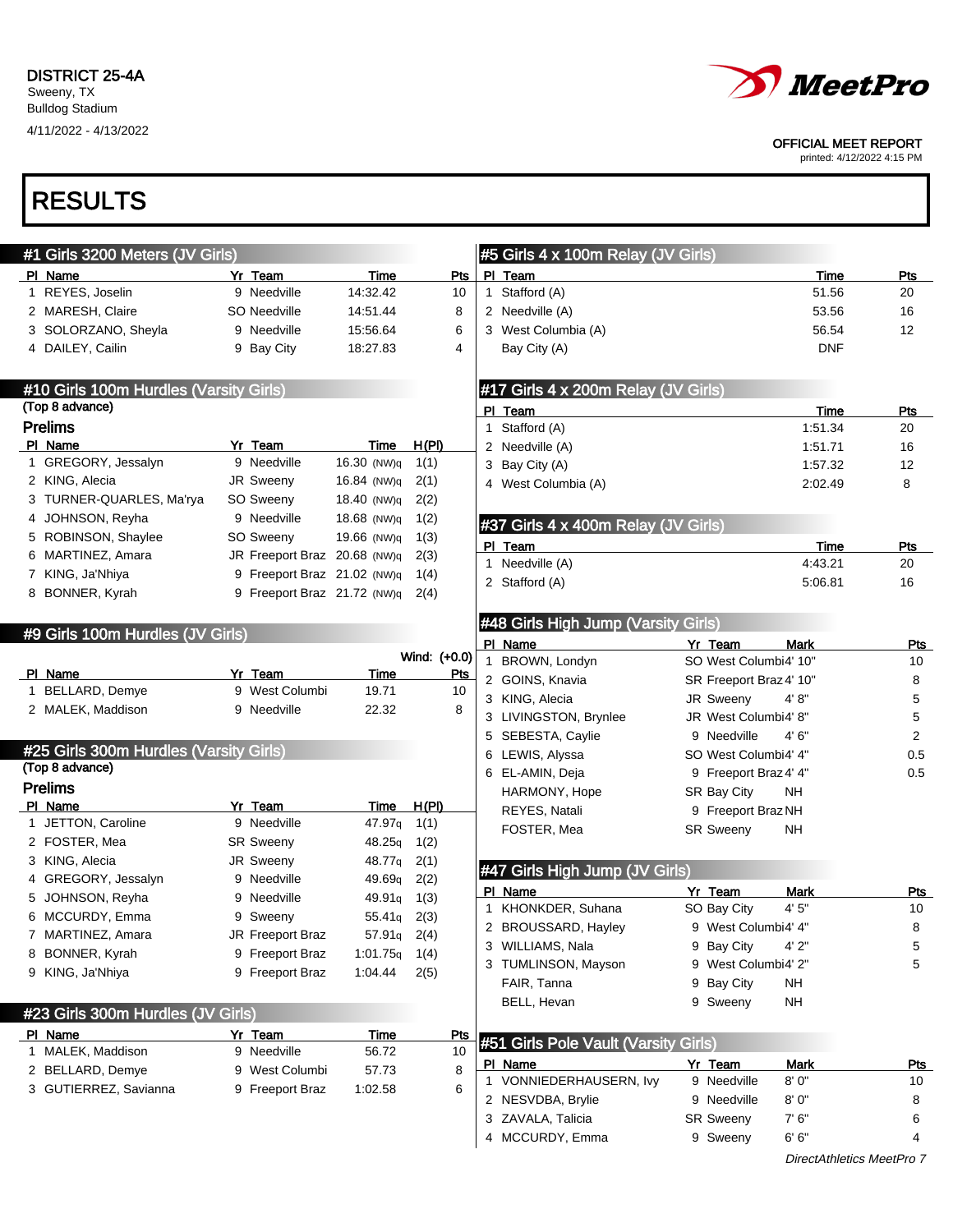DISTRICT 25-4A
Sweeny, TX
Bulldog Stadium
4/11/2022 - 4/13/2022

OFFICIAL MEET REPORT
printed: 4/12/2022 4:15 PM

# RESULTS

## #1 Girls 3200 Meters (JV Girls)

| Pl | Name | Yr | Team | Time | Pts |
|---|---|---|---|---|---|
| 1 | REYES, Joselin | 9 | Needville | 14:32.42 | 10 |
| 2 | MARESH, Claire | SO | Needville | 14:51.44 | 8 |
| 3 | SOLORZANO, Sheyla | 9 | Needville | 15:56.64 | 6 |
| 4 | DAILEY, Cailin | 9 | Bay City | 18:27.83 | 4 |

## #10 Girls 100m Hurdles (Varsity Girls)

(Top 8 advance)

### Prelims

| Pl | Name | Yr | Team | Time | H(Pl) |
|---|---|---|---|---|---|
| 1 | GREGORY, Jessalyn | 9 | Needville | 16.30 (NW)q | 1(1) |
| 2 | KING, Alecia | JR | Sweeny | 16.84 (NW)q | 2(1) |
| 3 | TURNER-QUARLES, Ma'rya | SO | Sweeny | 18.40 (NW)q | 2(2) |
| 4 | JOHNSON, Reyha | 9 | Needville | 18.68 (NW)q | 1(2) |
| 5 | ROBINSON, Shaylee | SO | Sweeny | 19.66 (NW)q | 1(3) |
| 6 | MARTINEZ, Amara | JR | Freeport Braz | 20.68 (NW)q | 2(3) |
| 7 | KING, Ja'Nhiya | 9 | Freeport Braz | 21.02 (NW)q | 1(4) |
| 8 | BONNER, Kyrah | 9 | Freeport Braz | 21.72 (NW)q | 2(4) |

## #9 Girls 100m Hurdles (JV Girls)

Wind: (+0.0)

| Pl | Name | Yr | Team | Time | Pts |
|---|---|---|---|---|---|
| 1 | BELLARD, Demye | 9 | West Columbi | 19.71 | 10 |
| 2 | MALEK, Maddison | 9 | Needville | 22.32 | 8 |

## #25 Girls 300m Hurdles (Varsity Girls)

(Top 8 advance)

### Prelims

| Pl | Name | Yr | Team | Time | H(Pl) |
|---|---|---|---|---|---|
| 1 | JETTON, Caroline | 9 | Needville | 47.97q | 1(1) |
| 2 | FOSTER, Mea | SR | Sweeny | 48.25q | 1(2) |
| 3 | KING, Alecia | JR | Sweeny | 48.77q | 2(1) |
| 4 | GREGORY, Jessalyn | 9 | Needville | 49.69q | 2(2) |
| 5 | JOHNSON, Reyha | 9 | Needville | 49.91q | 1(3) |
| 6 | MCCURDY, Emma | 9 | Sweeny | 55.41q | 2(3) |
| 7 | MARTINEZ, Amara | JR | Freeport Braz | 57.91q | 2(4) |
| 8 | BONNER, Kyrah | 9 | Freeport Braz | 1:01.75q | 1(4) |
| 9 | KING, Ja'Nhiya | 9 | Freeport Braz | 1:04.44 | 2(5) |

## #23 Girls 300m Hurdles (JV Girls)

| Pl | Name | Yr | Team | Time | Pts |
|---|---|---|---|---|---|
| 1 | MALEK, Maddison | 9 | Needville | 56.72 | 10 |
| 2 | BELLARD, Demye | 9 | West Columbi | 57.73 | 8 |
| 3 | GUTIERREZ, Savianna | 9 | Freeport Braz | 1:02.58 | 6 |

## #5 Girls 4 x 100m Relay (JV Girls)

| Pl | Team | Time | Pts |
|---|---|---|---|
| 1 | Stafford (A) | 51.56 | 20 |
| 2 | Needville (A) | 53.56 | 16 |
| 3 | West Columbia (A) | 56.54 | 12 |
| | Bay City (A) | DNF | |

## #17 Girls 4 x 200m Relay (JV Girls)

| Pl | Team | Time | Pts |
|---|---|---|---|
| 1 | Stafford (A) | 1:51.34 | 20 |
| 2 | Needville (A) | 1:51.71 | 16 |
| 3 | Bay City (A) | 1:57.32 | 12 |
| 4 | West Columbia (A) | 2:02.49 | 8 |

## #37 Girls 4 x 400m Relay (JV Girls)

| Pl | Team | Time | Pts |
|---|---|---|---|
| 1 | Needville (A) | 4:43.21 | 20 |
| 2 | Stafford (A) | 5:06.81 | 16 |

## #48 Girls High Jump (Varsity Girls)

| Pl | Name | Yr | Team | Mark | Pts |
|---|---|---|---|---|---|
| 1 | BROWN, Londyn | SO | West Columbi | 4' 10" | 10 |
| 2 | GOINS, Knavia | SR | Freeport Braz | 4' 10" | 8 |
| 3 | KING, Alecia | JR | Sweeny | 4' 8" | 5 |
| 3 | LIVINGSTON, Brynlee | JR | West Columbi | 4' 8" | 5 |
| 5 | SEBESTA, Caylie | 9 | Needville | 4' 6" | 2 |
| 6 | LEWIS, Alyssa | SO | West Columbi | 4' 4" | 0.5 |
| 6 | EL-AMIN, Deja | 9 | Freeport Braz | 4' 4" | 0.5 |
| | HARMONY, Hope | SR | Bay City | NH | |
| | REYES, Natali | 9 | Freeport Braz | NH | |
| | FOSTER, Mea | SR | Sweeny | NH | |

## #47 Girls High Jump (JV Girls)

| Pl | Name | Yr | Team | Mark | Pts |
|---|---|---|---|---|---|
| 1 | KHONKDER, Suhana | SO | Bay City | 4' 5" | 10 |
| 2 | BROUSSARD, Hayley | 9 | West Columbi | 4' 4" | 8 |
| 3 | WILLIAMS, Nala | 9 | Bay City | 4' 2" | 5 |
| 3 | TUMLINSON, Mayson | 9 | West Columbi | 4' 2" | 5 |
| | FAIR, Tanna | 9 | Bay City | NH | |
| | BELL, Hevan | 9 | Sweeny | NH | |

## #51 Girls Pole Vault (Varsity Girls)

| Pl | Name | Yr | Team | Mark | Pts |
|---|---|---|---|---|---|
| 1 | VONNIEDERHAUSERN, Ivy | 9 | Needville | 8' 0" | 10 |
| 2 | NESVDBA, Brylie | 9 | Needville | 8' 0" | 8 |
| 3 | ZAVALA, Talicia | SR | Sweeny | 7' 6" | 6 |
| 4 | MCCURDY, Emma | 9 | Sweeny | 6' 6" | 4 |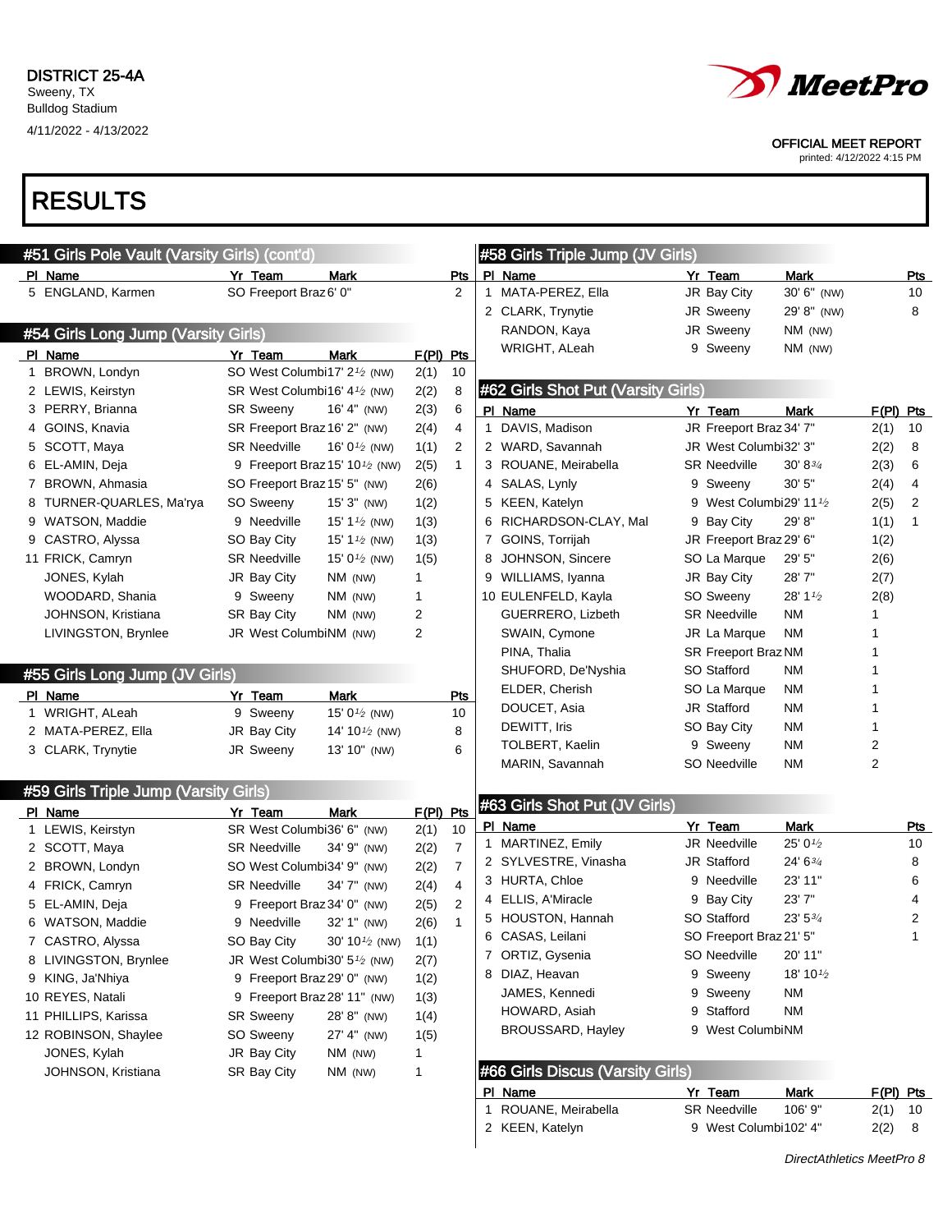DISTRICT 25-4A
Sweeny, TX
Bulldog Stadium
4/11/2022 - 4/13/2022

OFFICIAL MEET REPORT
printed: 4/12/2022 4:15 PM

# RESULTS

## #51 Girls Pole Vault (Varsity Girls) (cont'd)

| Pl | Name | Yr | Team | Mark | Pts |
|---|---|---|---|---|---|
| 5 | ENGLAND, Karmen | SO | Freeport Braz | 6' 0" | 2 |

## #54 Girls Long Jump (Varsity Girls)

| Pl | Name | Yr | Team | Mark | F(Pl) | Pts |
|---|---|---|---|---|---|---|
| 1 | BROWN, Londyn | SO | West Columbi | 17' 2½ (NW) | 2(1) | 10 |
| 2 | LEWIS, Keirstyn | SR | West Columbi | 16' 4½ (NW) | 2(2) | 8 |
| 3 | PERRY, Brianna | SR | Sweeny | 16' 4" (NW) | 2(3) | 6 |
| 4 | GOINS, Knavia | SR | Freeport Braz | 16' 2" (NW) | 2(4) | 4 |
| 5 | SCOTT, Maya | SR | Needville | 16' 0½ (NW) | 1(1) | 2 |
| 6 | EL-AMIN, Deja | 9 | Freeport Braz | 15' 10½ (NW) | 2(5) | 1 |
| 7 | BROWN, Ahmasia | SO | Freeport Braz | 15' 5" (NW) | 2(6) | |
| 8 | TURNER-QUARLES, Ma'rya | SO | Sweeny | 15' 3" (NW) | 1(2) | |
| 9 | WATSON, Maddie | 9 | Needville | 15' 1½ (NW) | 1(3) | |
| 9 | CASTRO, Alyssa | SO | Bay City | 15' 1½ (NW) | 1(3) | |
| 11 | FRICK, Camryn | SR | Needville | 15' 0½ (NW) | 1(5) | |
| | JONES, Kylah | JR | Bay City | NM (NW) | 1 | |
| | WOODARD, Shania | 9 | Sweeny | NM (NW) | 1 | |
| | JOHNSON, Kristiana | SR | Bay City | NM (NW) | 2 | |
| | LIVINGSTON, Brynlee | JR | West Columbi | NM (NW) | 2 | |

## #55 Girls Long Jump (JV Girls)

| Pl | Name | Yr | Team | Mark | Pts |
|---|---|---|---|---|---|
| 1 | WRIGHT, ALeah | 9 | Sweeny | 15' 0½ (NW) | 10 |
| 2 | MATA-PEREZ, Ella | JR | Bay City | 14' 10½ (NW) | 8 |
| 3 | CLARK, Trynytie | JR | Sweeny | 13' 10" (NW) | 6 |

## #59 Girls Triple Jump (Varsity Girls)

| Pl | Name | Yr | Team | Mark | F(Pl) | Pts |
|---|---|---|---|---|---|---|
| 1 | LEWIS, Keirstyn | SR | West Columbi | 36' 6" (NW) | 2(1) | 10 |
| 2 | SCOTT, Maya | SR | Needville | 34' 9" (NW) | 2(2) | 7 |
| 2 | BROWN, Londyn | SO | West Columbi | 34' 9" (NW) | 2(2) | 7 |
| 4 | FRICK, Camryn | SR | Needville | 34' 7" (NW) | 2(4) | 4 |
| 5 | EL-AMIN, Deja | 9 | Freeport Braz | 34' 0" (NW) | 2(5) | 2 |
| 6 | WATSON, Maddie | 9 | Needville | 32' 1" (NW) | 2(6) | 1 |
| 7 | CASTRO, Alyssa | SO | Bay City | 30' 10½ (NW) | 1(1) | |
| 8 | LIVINGSTON, Brynlee | JR | West Columbi | 30' 5½ (NW) | 2(7) | |
| 9 | KING, Ja'Nhiya | 9 | Freeport Braz | 29' 0" (NW) | 1(2) | |
| 10 | REYES, Natali | 9 | Freeport Braz | 28' 11" (NW) | 1(3) | |
| 11 | PHILLIPS, Karissa | SR | Sweeny | 28' 8" (NW) | 1(4) | |
| 12 | ROBINSON, Shaylee | SO | Sweeny | 27' 4" (NW) | 1(5) | |
| | JONES, Kylah | JR | Bay City | NM (NW) | 1 | |
| | JOHNSON, Kristiana | SR | Bay City | NM (NW) | 1 | |

## #58 Girls Triple Jump (JV Girls)

| Pl | Name | Yr | Team | Mark | Pts |
|---|---|---|---|---|---|
| 1 | MATA-PEREZ, Ella | JR | Bay City | 30' 6" (NW) | 10 |
| 2 | CLARK, Trynytie | JR | Sweeny | 29' 8" (NW) | 8 |
| | RANDON, Kaya | JR | Sweeny | NM (NW) | |
| | WRIGHT, ALeah | 9 | Sweeny | NM (NW) | |

## #62 Girls Shot Put (Varsity Girls)

| Pl | Name | Yr | Team | Mark | F(Pl) | Pts |
|---|---|---|---|---|---|---|
| 1 | DAVIS, Madison | JR | Freeport Braz | 34' 7" | 2(1) | 10 |
| 2 | WARD, Savannah | JR | West Columbi | 32' 3" | 2(2) | 8 |
| 3 | ROUANE, Meirabella | SR | Needville | 30' 8¾ | 2(3) | 6 |
| 4 | SALAS, Lynly | 9 | Sweeny | 30' 5" | 2(4) | 4 |
| 5 | KEEN, Katelyn | 9 | West Columbi | 29' 11½ | 2(5) | 2 |
| 6 | RICHARDSON-CLAY, Mal | 9 | Bay City | 29' 8" | 1(1) | 1 |
| 7 | GOINS, Torrijah | JR | Freeport Braz | 29' 6" | 1(2) | |
| 8 | JOHNSON, Sincere | SO | La Marque | 29' 5" | 2(6) | |
| 9 | WILLIAMS, Iyanna | JR | Bay City | 28' 7" | 2(7) | |
| 10 | EULENFELD, Kayla | SO | Sweeny | 28' 1½ | 2(8) | |
| | GUERRERO, Lizbeth | SR | Needville | NM | 1 | |
| | SWAIN, Cymone | JR | La Marque | NM | 1 | |
| | PINA, Thalia | SR | Freeport Braz | NM | 1 | |
| | SHUFORD, De'Nyshia | SO | Stafford | NM | 1 | |
| | ELDER, Cherish | SO | La Marque | NM | 1 | |
| | DOUCET, Asia | JR | Stafford | NM | 1 | |
| | DEWITT, Iris | SO | Bay City | NM | 1 | |
| | TOLBERT, Kaelin | 9 | Sweeny | NM | 2 | |
| | MARIN, Savannah | SO | Needville | NM | 2 | |

## #63 Girls Shot Put (JV Girls)

| Pl | Name | Yr | Team | Mark | Pts |
|---|---|---|---|---|---|
| 1 | MARTINEZ, Emily | JR | Needville | 25' 0½ | 10 |
| 2 | SYLVESTRE, Vinasha | JR | Stafford | 24' 6¾ | 8 |
| 3 | HURTA, Chloe | 9 | Needville | 23' 11" | 6 |
| 4 | ELLIS, A'Miracle | 9 | Bay City | 23' 7" | 4 |
| 5 | HOUSTON, Hannah | SO | Stafford | 23' 5¾ | 2 |
| 6 | CASAS, Leilani | SO | Freeport Braz | 21' 5" | 1 |
| 7 | ORTIZ, Gysenia | SO | Needville | 20' 11" | |
| 8 | DIAZ, Heavan | 9 | Sweeny | 18' 10½ | |
| | JAMES, Kennedi | 9 | Sweeny | NM | |
| | HOWARD, Asiah | 9 | Stafford | NM | |
| | BROUSSARD, Hayley | 9 | West Columbi | NM | |

## #66 Girls Discus (Varsity Girls)

| Pl | Name | Yr | Team | Mark | F(Pl) | Pts |
|---|---|---|---|---|---|---|
| 1 | ROUANE, Meirabella | SR | Needville | 106' 9" | 2(1) | 10 |
| 2 | KEEN, Katelyn | 9 | West Columbi | 102' 4" | 2(2) | 8 |

*DirectAthletics MeetPro 8*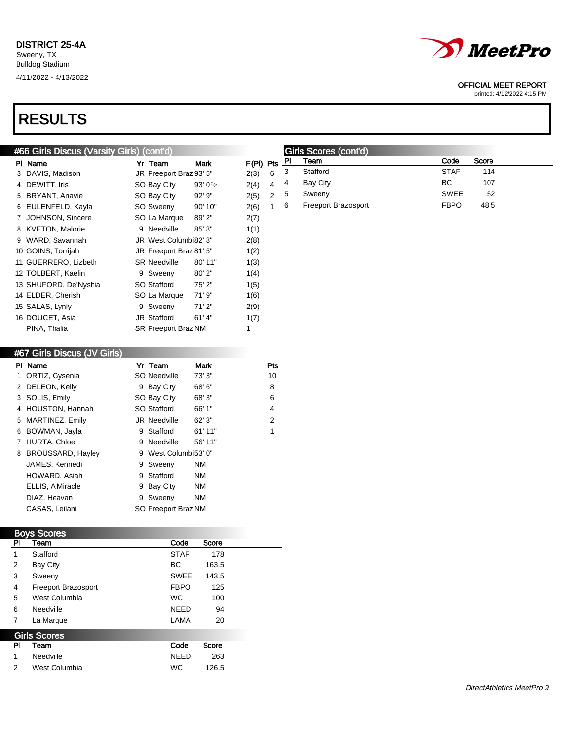DISTRICT 25-4A
Sweeny, TX
Bulldog Stadium
4/11/2022 - 4/13/2022

OFFICIAL MEET REPORT
printed: 4/12/2022 4:15 PM

# RESULTS

## #66 Girls Discus (Varsity Girls) (cont'd)

| Pl | Name | Yr | Team | Mark | F(Pl) | Pts |
|---|---|---|---|---|---|---|
| 3 | DAVIS, Madison | JR | Freeport Braz | 93' 5" | 2(3) | 6 |
| 4 | DEWITT, Iris | SO | Bay City | 93' 0½ | 2(4) | 4 |
| 5 | BRYANT, Anavie | SO | Bay City | 92' 9" | 2(5) | 2 |
| 6 | EULENFELD, Kayla | SO | Sweeny | 90' 10" | 2(6) | 1 |
| 7 | JOHNSON, Sincere | SO | La Marque | 89' 2" | 2(7) | |
| 8 | KVETON, Malorie | 9 | Needville | 85' 8" | 1(1) | |
| 9 | WARD, Savannah | JR | West Columbi | 82' 8" | 2(8) | |
| 10 | GOINS, Torrijah | JR | Freeport Braz | 81' 5" | 1(2) | |
| 11 | GUERRERO, Lizbeth | SR | Needville | 80' 11" | 1(3) | |
| 12 | TOLBERT, Kaelin | 9 | Sweeny | 80' 2" | 1(4) | |
| 13 | SHUFORD, De'Nyshia | SO | Stafford | 75' 2" | 1(5) | |
| 14 | ELDER, Cherish | SO | La Marque | 71' 9" | 1(6) | |
| 15 | SALAS, Lynly | 9 | Sweeny | 71' 2" | 2(9) | |
| 16 | DOUCET, Asia | JR | Stafford | 61' 4" | 1(7) | |
| | PINA, Thalia | SR | Freeport Braz | NM | 1 | |

## #67 Girls Discus (JV Girls)

| Pl | Name | Yr | Team | Mark | Pts |
|---|---|---|---|---|---|
| 1 | ORTIZ, Gysenia | SO | Needville | 73' 3" | 10 |
| 2 | DELEON, Kelly | 9 | Bay City | 68' 6" | 8 |
| 3 | SOLIS, Emily | SO | Bay City | 68' 3" | 6 |
| 4 | HOUSTON, Hannah | SO | Stafford | 66' 1" | 4 |
| 5 | MARTINEZ, Emily | JR | Needville | 62' 3" | 2 |
| 6 | BOWMAN, Jayla | 9 | Stafford | 61' 11" | 1 |
| 7 | HURTA, Chloe | 9 | Needville | 56' 11" | |
| 8 | BROUSSARD, Hayley | 9 | West Columbi | 53' 0" | |
| | JAMES, Kennedi | 9 | Sweeny | NM | |
| | HOWARD, Asiah | 9 | Stafford | NM | |
| | ELLIS, A'Miracle | 9 | Bay City | NM | |
| | DIAZ, Heavan | 9 | Sweeny | NM | |
| | CASAS, Leilani | SO | Freeport Braz | NM | |

## Boys Scores

| Pl | Team | Code | Score |
|---|---|---|---|
| 1 | Stafford | STAF | 178 |
| 2 | Bay City | BC | 163.5 |
| 3 | Sweeny | SWEE | 143.5 |
| 4 | Freeport Brazosport | FBPO | 125 |
| 5 | West Columbia | WC | 100 |
| 6 | Needville | NEED | 94 |
| 7 | La Marque | LAMA | 20 |

## Girls Scores

| Pl | Team | Code | Score |
|---|---|---|---|
| 1 | Needville | NEED | 263 |
| 2 | West Columbia | WC | 126.5 |
| 3 | Stafford | STAF | 114 |
| 4 | Bay City | BC | 107 |
| 5 | Sweeny | SWEE | 52 |
| 6 | Freeport Brazosport | FBPO | 48.5 |

*DirectAthletics MeetPro 9*